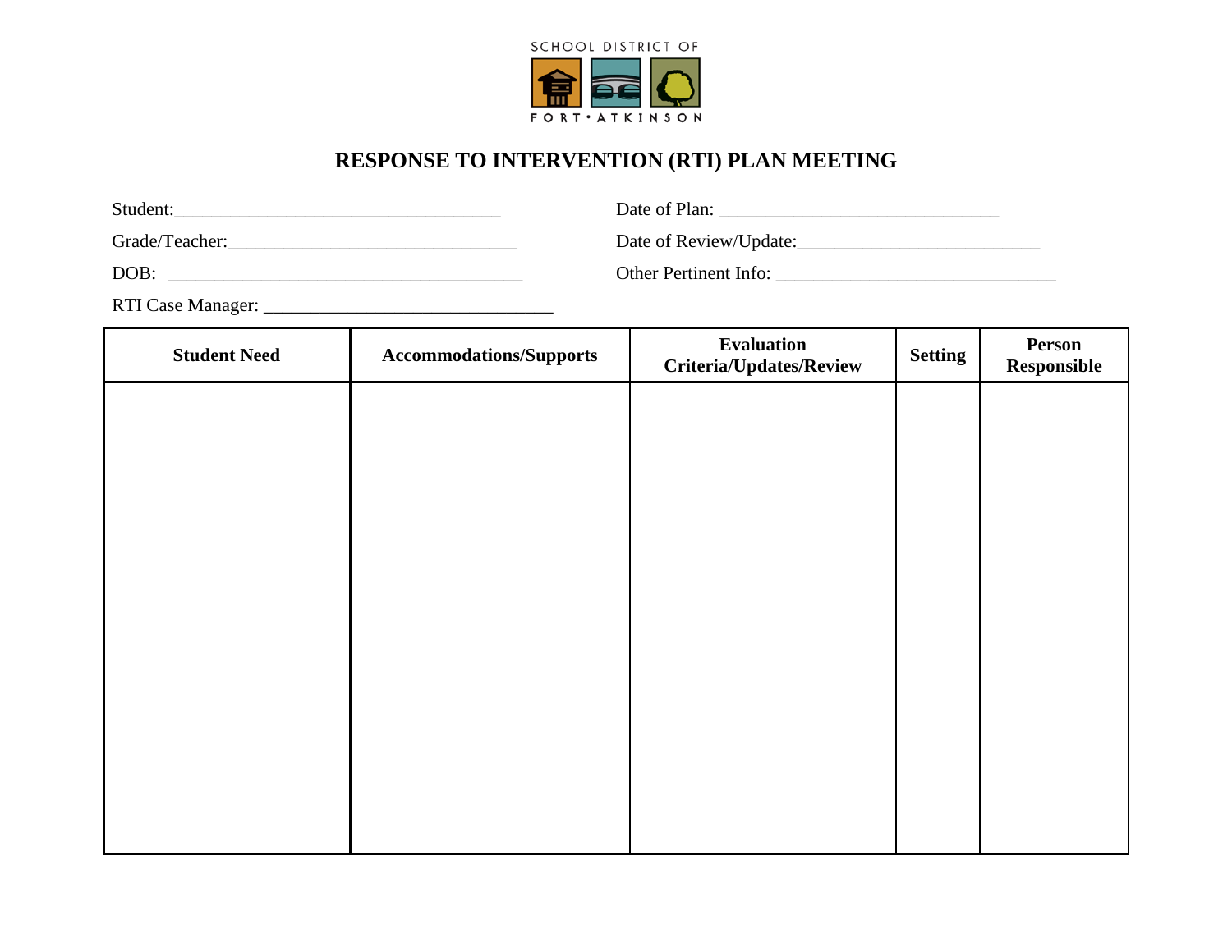SCHOOL DISTRICT OF

FORT • ATKINSON

# RESPONSE TO INTERVENTION (RTI) PLAN MEETING

Student:___________________________________

Date of Plan: ______________________________

Grade/Teacher:______________________________

Date of Review/Update:_________________________

DOB: ______________________________________

Other Pertinent Info: ______________________________

RTI Case Manager: ______________________________

| Student Need | Accommodations/Supports | Evaluation Criteria/Updates/Review | Setting | Person Responsible |
|---|---|---|---|---|
| | | | | |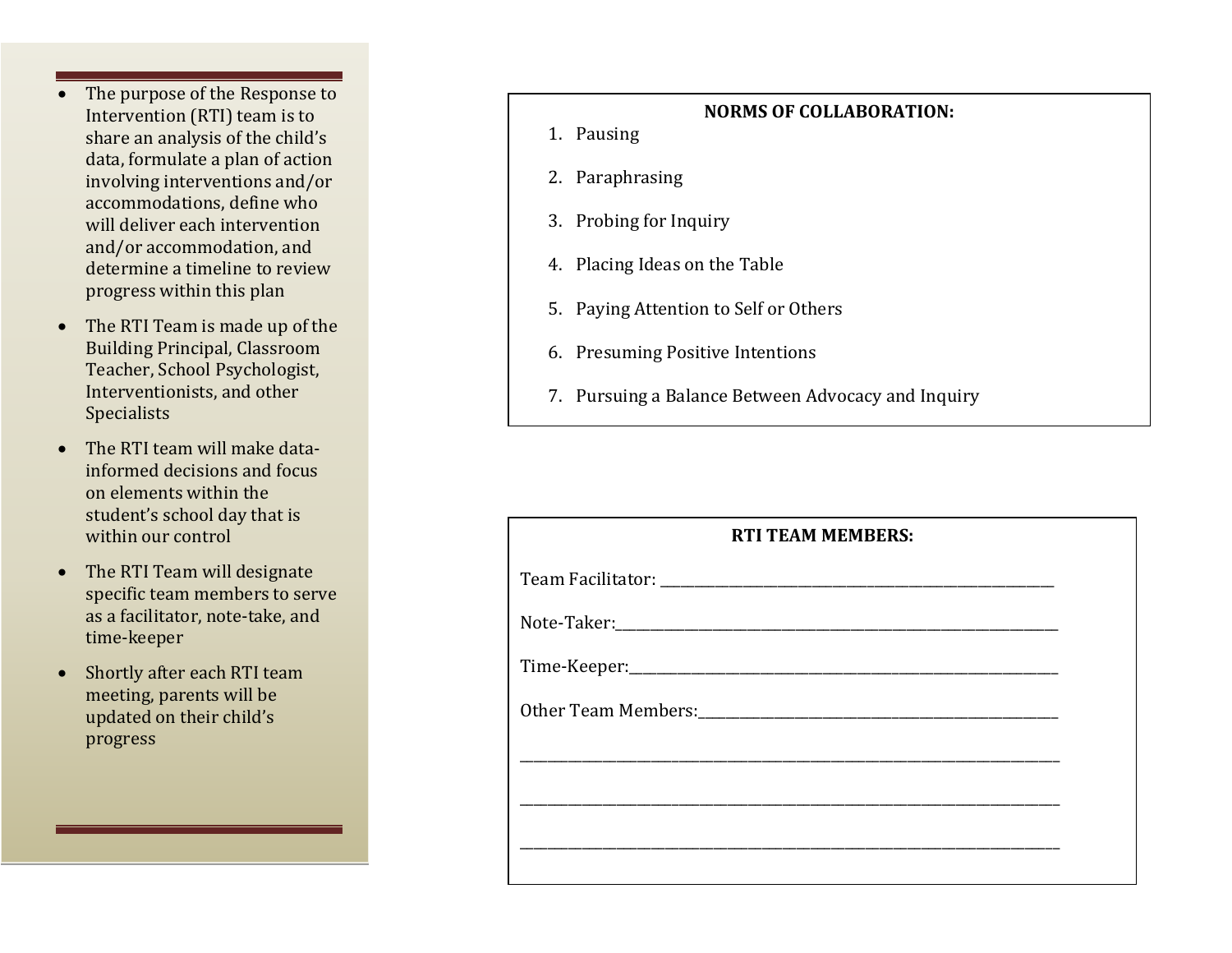- The purpose of the Response to Intervention (RTI) team is to share an analysis of the child's data, formulate a plan of action involving interventions and/or accommodations, define who will deliver each intervention and/or accommodation, and determine a timeline to review progress within this plan
- The RTI Team is made up of the Building Principal, Classroom Teacher, School Psychologist, Interventionists, and other Specialists
- The RTI team will make data-informed decisions and focus on elements within the student's school day that is within our control
- The RTI Team will designate specific team members to serve as a facilitator, note-take, and time-keeper
- Shortly after each RTI team meeting, parents will be updated on their child's progress

**NORMS OF COLLABORATION:**

1. Pausing
2. Paraphrasing
3. Probing for Inquiry
4. Placing Ideas on the Table
5. Paying Attention to Self or Others
6. Presuming Positive Intentions
7. Pursuing a Balance Between Advocacy and Inquiry

**RTI TEAM MEMBERS:**

Team Facilitator: ______________________________________________________

Note-Taker:____________________________________________________________

Time-Keeper:___________________________________________________________

Other Team Members:____________________________________________________

__________________________________________________________________________

__________________________________________________________________________

__________________________________________________________________________